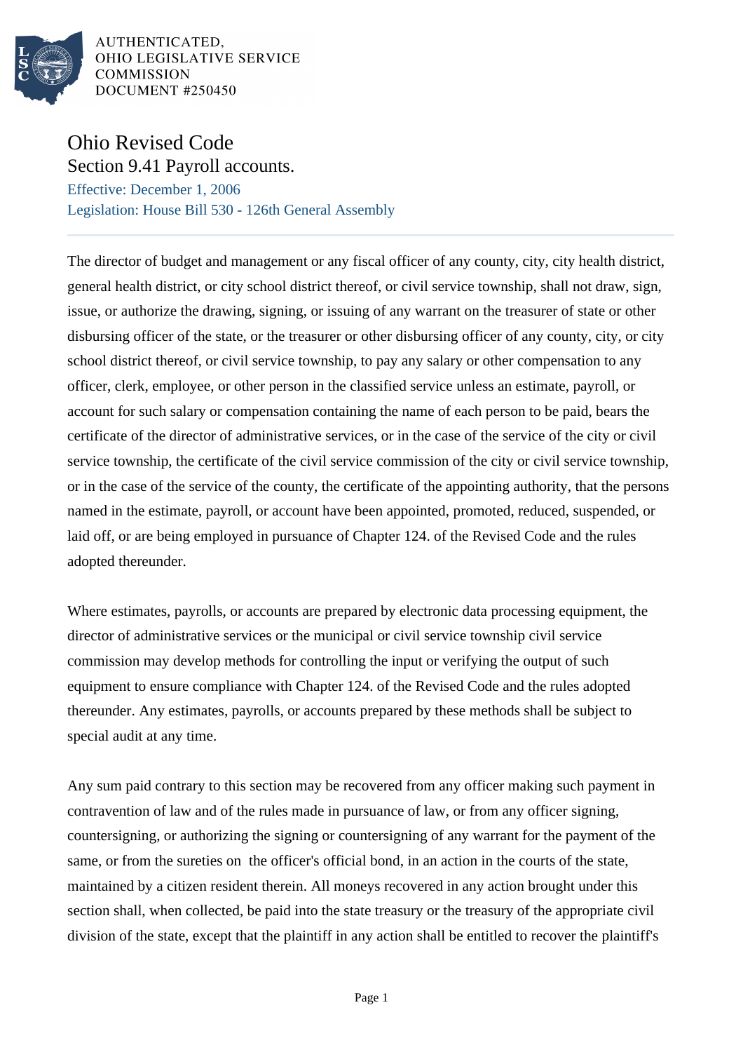AUTHENTICATED,
OHIO LEGISLATIVE SERVICE
COMMISSION
DOCUMENT #250450

# Ohio Revised Code

## Section 9.41 Payroll accounts.

Effective: December 1, 2006

Legislation: House Bill 530 - 126th General Assembly

The director of budget and management or any fiscal officer of any county, city, city health district, general health district, or city school district thereof, or civil service township, shall not draw, sign, issue, or authorize the drawing, signing, or issuing of any warrant on the treasurer of state or other disbursing officer of the state, or the treasurer or other disbursing officer of any county, city, or city school district thereof, or civil service township, to pay any salary or other compensation to any officer, clerk, employee, or other person in the classified service unless an estimate, payroll, or account for such salary or compensation containing the name of each person to be paid, bears the certificate of the director of administrative services, or in the case of the service of the city or civil service township, the certificate of the civil service commission of the city or civil service township, or in the case of the service of the county, the certificate of the appointing authority, that the persons named in the estimate, payroll, or account have been appointed, promoted, reduced, suspended, or laid off, or are being employed in pursuance of Chapter 124. of the Revised Code and the rules adopted thereunder.

Where estimates, payrolls, or accounts are prepared by electronic data processing equipment, the director of administrative services or the municipal or civil service township civil service commission may develop methods for controlling the input or verifying the output of such equipment to ensure compliance with Chapter 124. of the Revised Code and the rules adopted thereunder. Any estimates, payrolls, or accounts prepared by these methods shall be subject to special audit at any time.

Any sum paid contrary to this section may be recovered from any officer making such payment in contravention of law and of the rules made in pursuance of law, or from any officer signing, countersigning, or authorizing the signing or countersigning of any warrant for the payment of the same, or from the sureties on the officer's official bond, in an action in the courts of the state, maintained by a citizen resident therein. All moneys recovered in any action brought under this section shall, when collected, be paid into the state treasury or the treasury of the appropriate civil division of the state, except that the plaintiff in any action shall be entitled to recover the plaintiff's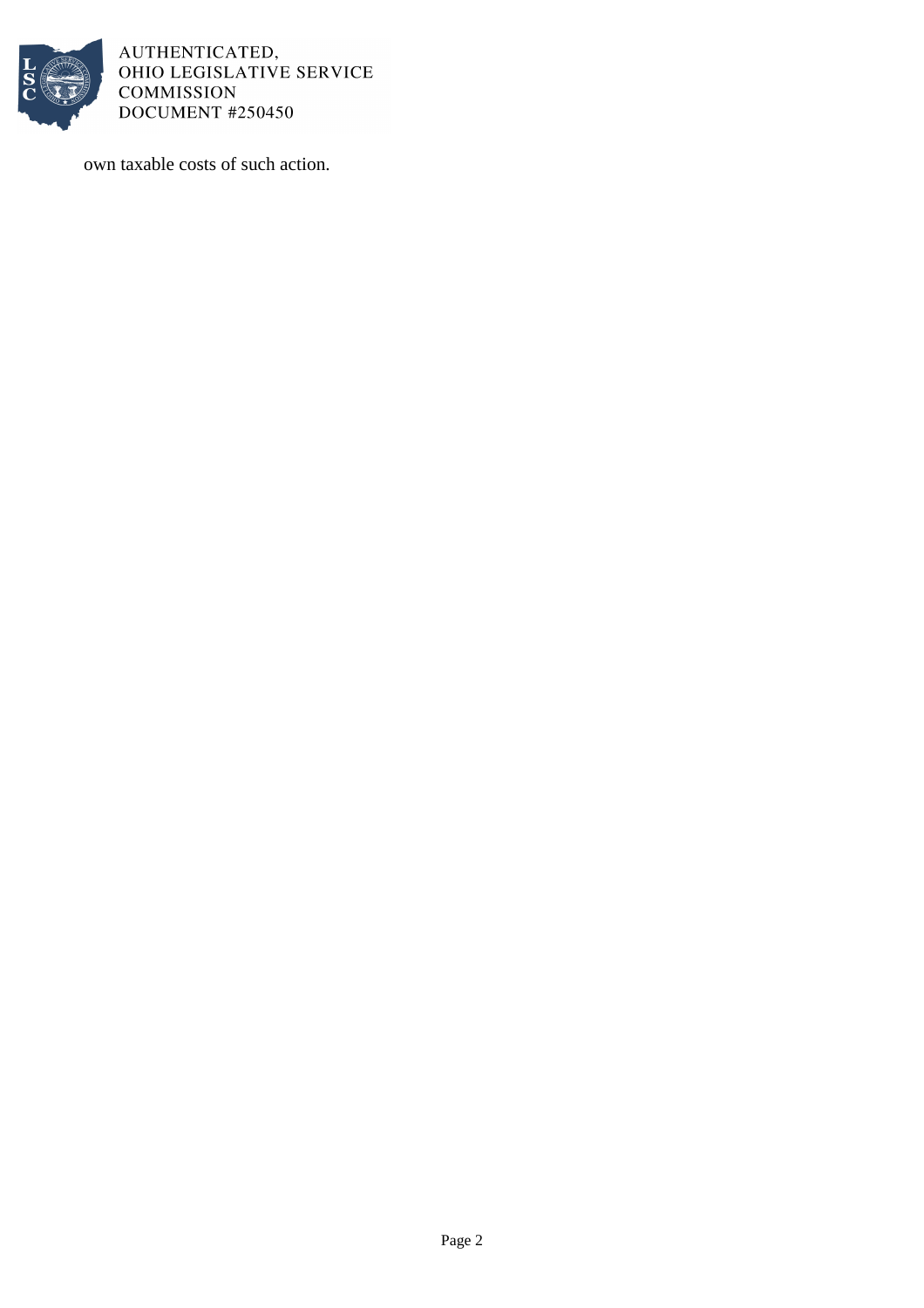own taxable costs of such action.